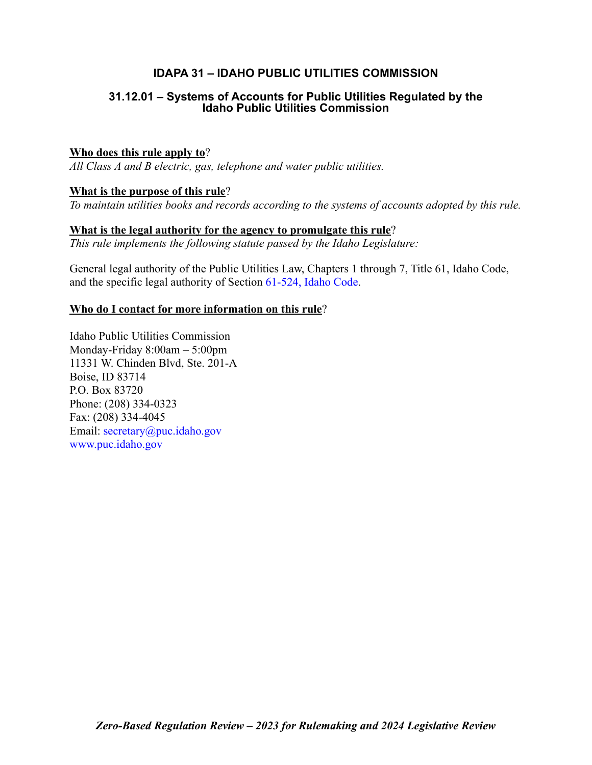# IDAPA 31 – IDAHO PUBLIC UTILITIES COMMISSION

## 31.12.01 – Systems of Accounts for Public Utilities Regulated by the Idaho Public Utilities Commission

**Who does this rule apply to**?

*All Class A and B electric, gas, telephone and water public utilities.*

**What is the purpose of this rule**?

*To maintain utilities books and records according to the systems of accounts adopted by this rule.*

**What is the legal authority for the agency to promulgate this rule**?

*This rule implements the following statute passed by the Idaho Legislature:*

General legal authority of the Public Utilities Law, Chapters 1 through 7, Title 61, Idaho Code, and the specific legal authority of Section 61-524, Idaho Code.

**Who do I contact for more information on this rule**?

Idaho Public Utilities Commission
Monday-Friday 8:00am – 5:00pm
11331 W. Chinden Blvd, Ste. 201-A
Boise, ID 83714
P.O. Box 83720
Phone: (208) 334-0323
Fax: (208) 334-4045
Email: secretary@puc.idaho.gov
www.puc.idaho.gov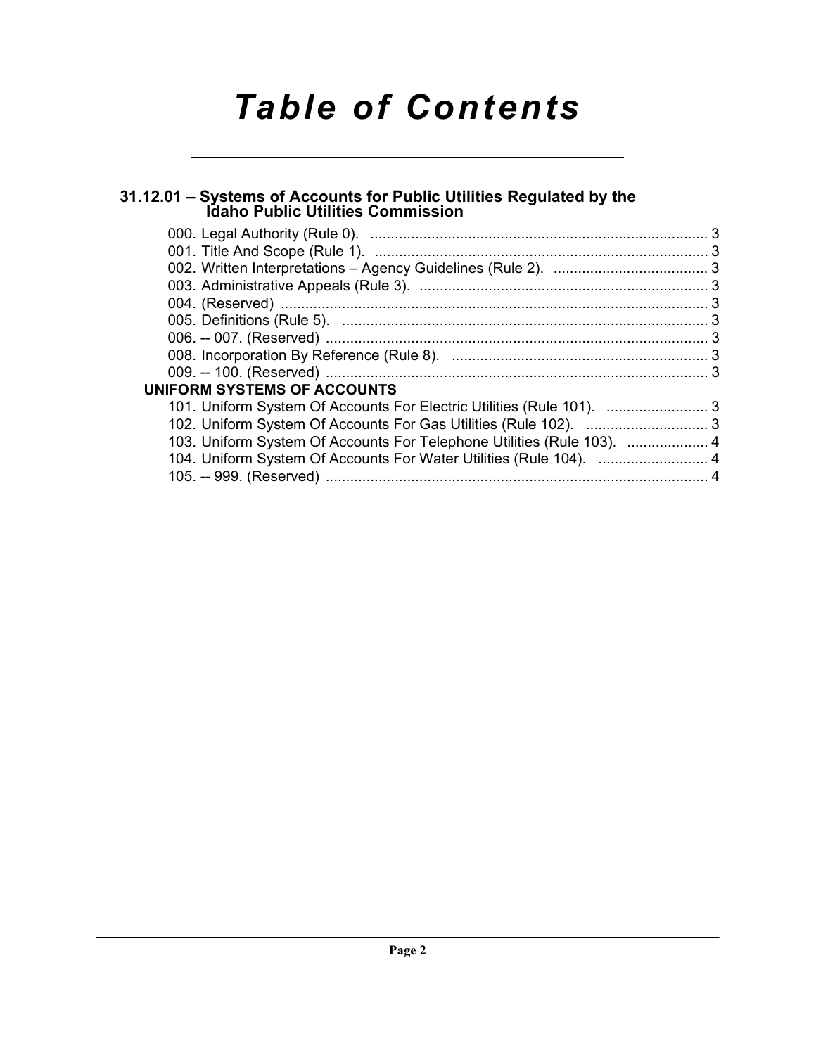# Table of Contents

## 31.12.01 – Systems of Accounts for Public Utilities Regulated by the Idaho Public Utilities Commission

000. Legal Authority (Rule 0). ........................................................................ 3
001. Title And Scope (Rule 1). ........................................................................ 3
002. Written Interpretations – Agency Guidelines (Rule 2). ...................................... 3
003. Administrative Appeals (Rule 3). ........................................................................ 3
004. (Reserved) ........................................................................ 3
005. Definitions (Rule 5). ........................................................................ 3
006. -- 007. (Reserved) ........................................................................ 3
008. Incorporation By Reference (Rule 8). ........................................................................ 3
009. -- 100. (Reserved) ........................................................................ 3

**UNIFORM SYSTEMS OF ACCOUNTS**

101. Uniform System Of Accounts For Electric Utilities (Rule 101). ......................... 3
102. Uniform System Of Accounts For Gas Utilities (Rule 102). .............................. 3
103. Uniform System Of Accounts For Telephone Utilities (Rule 103). .................... 4
104. Uniform System Of Accounts For Water Utilities (Rule 104). ........................... 4
105. -- 999. (Reserved) ........................................................................ 4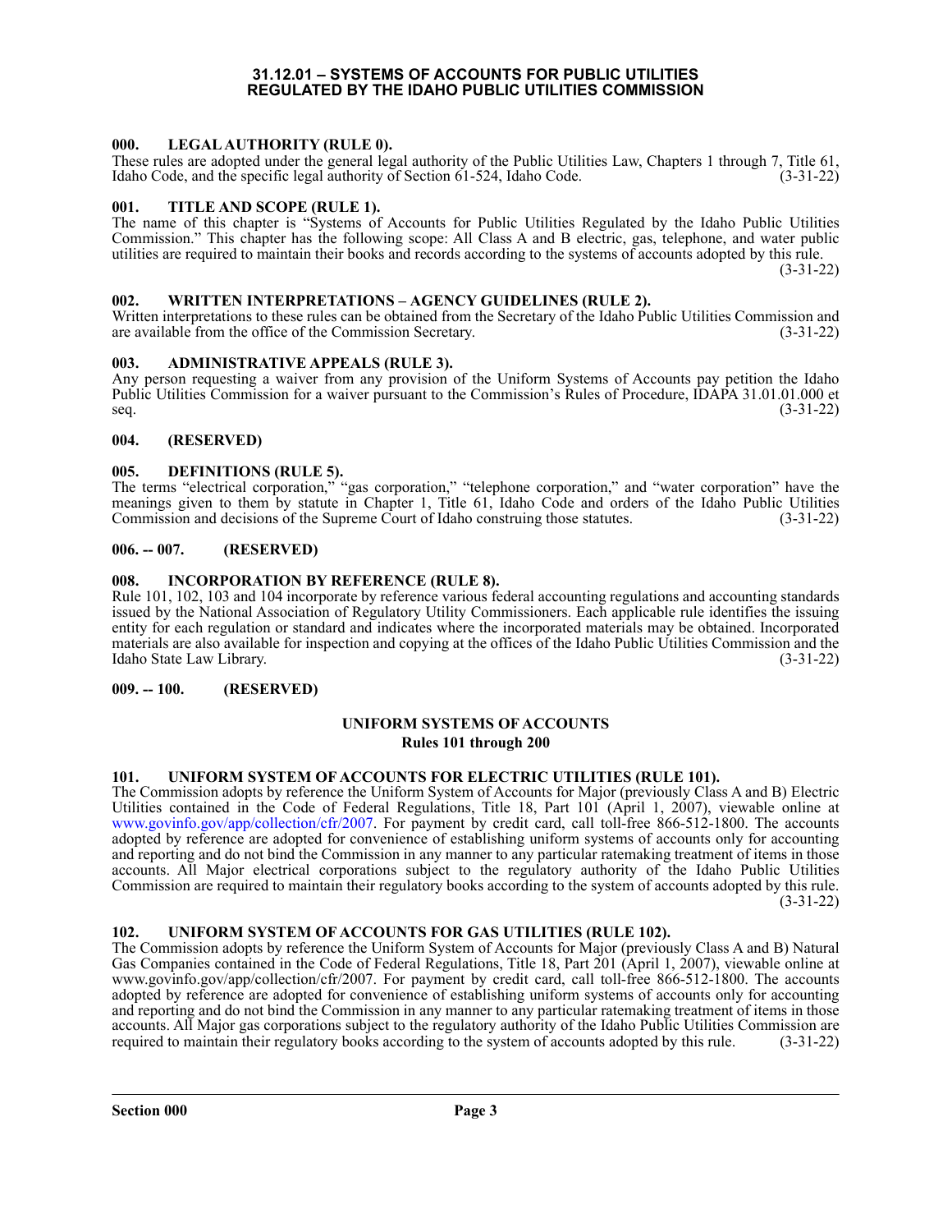# 31.12.01 – SYSTEMS OF ACCOUNTS FOR PUBLIC UTILITIES REGULATED BY THE IDAHO PUBLIC UTILITIES COMMISSION

### 000. LEGAL AUTHORITY (RULE 0).

These rules are adopted under the general legal authority of the Public Utilities Law, Chapters 1 through 7, Title 61, Idaho Code, and the specific legal authority of Section 61-524, Idaho Code. (3-31-22)

### 001. TITLE AND SCOPE (RULE 1).

The name of this chapter is "Systems of Accounts for Public Utilities Regulated by the Idaho Public Utilities Commission." This chapter has the following scope: All Class A and B electric, gas, telephone, and water public utilities are required to maintain their books and records according to the systems of accounts adopted by this rule. (3-31-22)

### 002. WRITTEN INTERPRETATIONS – AGENCY GUIDELINES (RULE 2).

Written interpretations to these rules can be obtained from the Secretary of the Idaho Public Utilities Commission and are available from the office of the Commission Secretary. (3-31-22)

### 003. ADMINISTRATIVE APPEALS (RULE 3).

Any person requesting a waiver from any provision of the Uniform Systems of Accounts pay petition the Idaho Public Utilities Commission for a waiver pursuant to the Commission's Rules of Procedure, IDAPA 31.01.01.000 et seq. (3-31-22)

### 004. (RESERVED)

### 005. DEFINITIONS (RULE 5).

The terms "electrical corporation," "gas corporation," "telephone corporation," and "water corporation" have the meanings given to them by statute in Chapter 1, Title 61, Idaho Code and orders of the Idaho Public Utilities Commission and decisions of the Supreme Court of Idaho construing those statutes. (3-31-22)

### 006. -- 007. (RESERVED)

### 008. INCORPORATION BY REFERENCE (RULE 8).

Rule 101, 102, 103 and 104 incorporate by reference various federal accounting regulations and accounting standards issued by the National Association of Regulatory Utility Commissioners. Each applicable rule identifies the issuing entity for each regulation or standard and indicates where the incorporated materials may be obtained. Incorporated materials are also available for inspection and copying at the offices of the Idaho Public Utilities Commission and the Idaho State Law Library. (3-31-22)

### 009. -- 100. (RESERVED)

## UNIFORM SYSTEMS OF ACCOUNTS
**Rules 101 through 200**

### 101. UNIFORM SYSTEM OF ACCOUNTS FOR ELECTRIC UTILITIES (RULE 101).

The Commission adopts by reference the Uniform System of Accounts for Major (previously Class A and B) Electric Utilities contained in the Code of Federal Regulations, Title 18, Part 101 (April 1, 2007), viewable online at www.govinfo.gov/app/collection/cfr/2007. For payment by credit card, call toll-free 866-512-1800. The accounts adopted by reference are adopted for convenience of establishing uniform systems of accounts only for accounting and reporting and do not bind the Commission in any manner to any particular ratemaking treatment of items in those accounts. All Major electrical corporations subject to the regulatory authority of the Idaho Public Utilities Commission are required to maintain their regulatory books according to the system of accounts adopted by this rule. (3-31-22)

### 102. UNIFORM SYSTEM OF ACCOUNTS FOR GAS UTILITIES (RULE 102).

The Commission adopts by reference the Uniform System of Accounts for Major (previously Class A and B) Natural Gas Companies contained in the Code of Federal Regulations, Title 18, Part 201 (April 1, 2007), viewable online at www.govinfo.gov/app/collection/cfr/2007. For payment by credit card, call toll-free 866-512-1800. The accounts adopted by reference are adopted for convenience of establishing uniform systems of accounts only for accounting and reporting and do not bind the Commission in any manner to any particular ratemaking treatment of items in those accounts. All Major gas corporations subject to the regulatory authority of the Idaho Public Utilities Commission are required to maintain their regulatory books according to the system of accounts adopted by this rule. (3-31-22)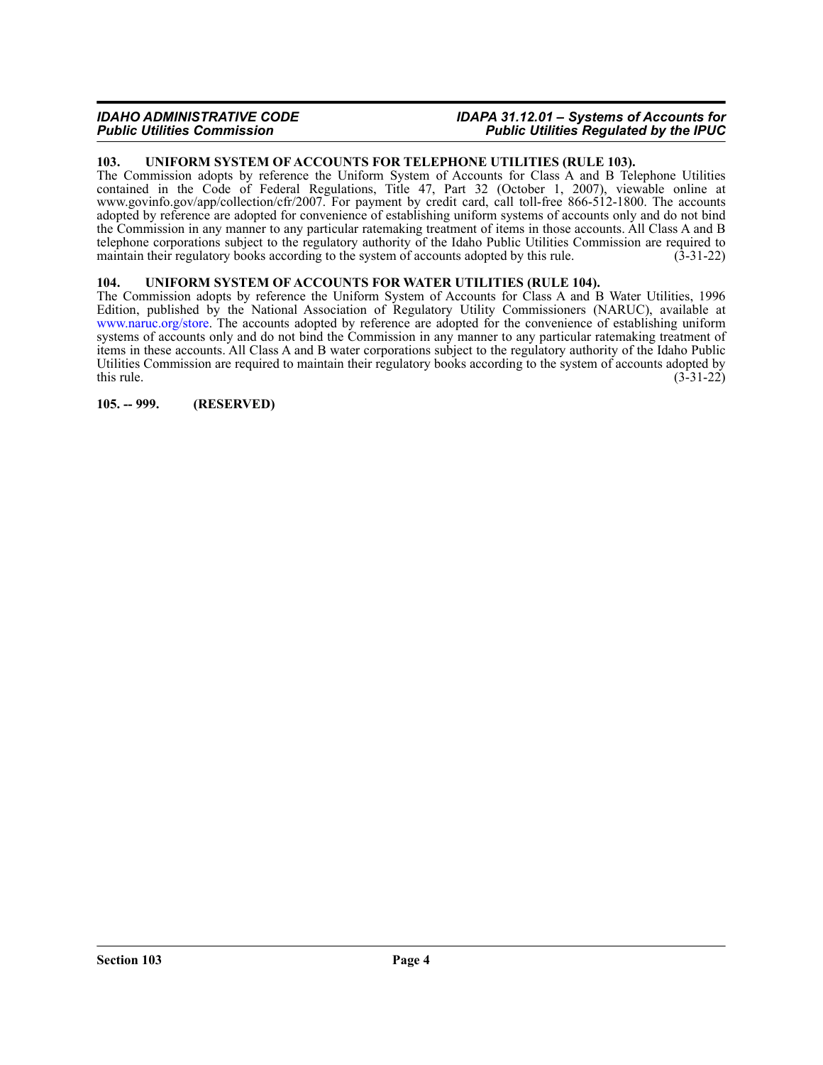### 103. UNIFORM SYSTEM OF ACCOUNTS FOR TELEPHONE UTILITIES (RULE 103).

The Commission adopts by reference the Uniform System of Accounts for Class A and B Telephone Utilities contained in the Code of Federal Regulations, Title 47, Part 32 (October 1, 2007), viewable online at www.govinfo.gov/app/collection/cfr/2007. For payment by credit card, call toll-free 866-512-1800. The accounts adopted by reference are adopted for convenience of establishing uniform systems of accounts only and do not bind the Commission in any manner to any particular ratemaking treatment of items in those accounts. All Class A and B telephone corporations subject to the regulatory authority of the Idaho Public Utilities Commission are required to maintain their regulatory books according to the system of accounts adopted by this rule. (3-31-22)

### 104. UNIFORM SYSTEM OF ACCOUNTS FOR WATER UTILITIES (RULE 104).

The Commission adopts by reference the Uniform System of Accounts for Class A and B Water Utilities, 1996 Edition, published by the National Association of Regulatory Utility Commissioners (NARUC), available at www.naruc.org/store. The accounts adopted by reference are adopted for the convenience of establishing uniform systems of accounts only and do not bind the Commission in any manner to any particular ratemaking treatment of items in these accounts. All Class A and B water corporations subject to the regulatory authority of the Idaho Public Utilities Commission are required to maintain their regulatory books according to the system of accounts adopted by this rule. (3-31-22)

### 105. -- 999. (RESERVED)